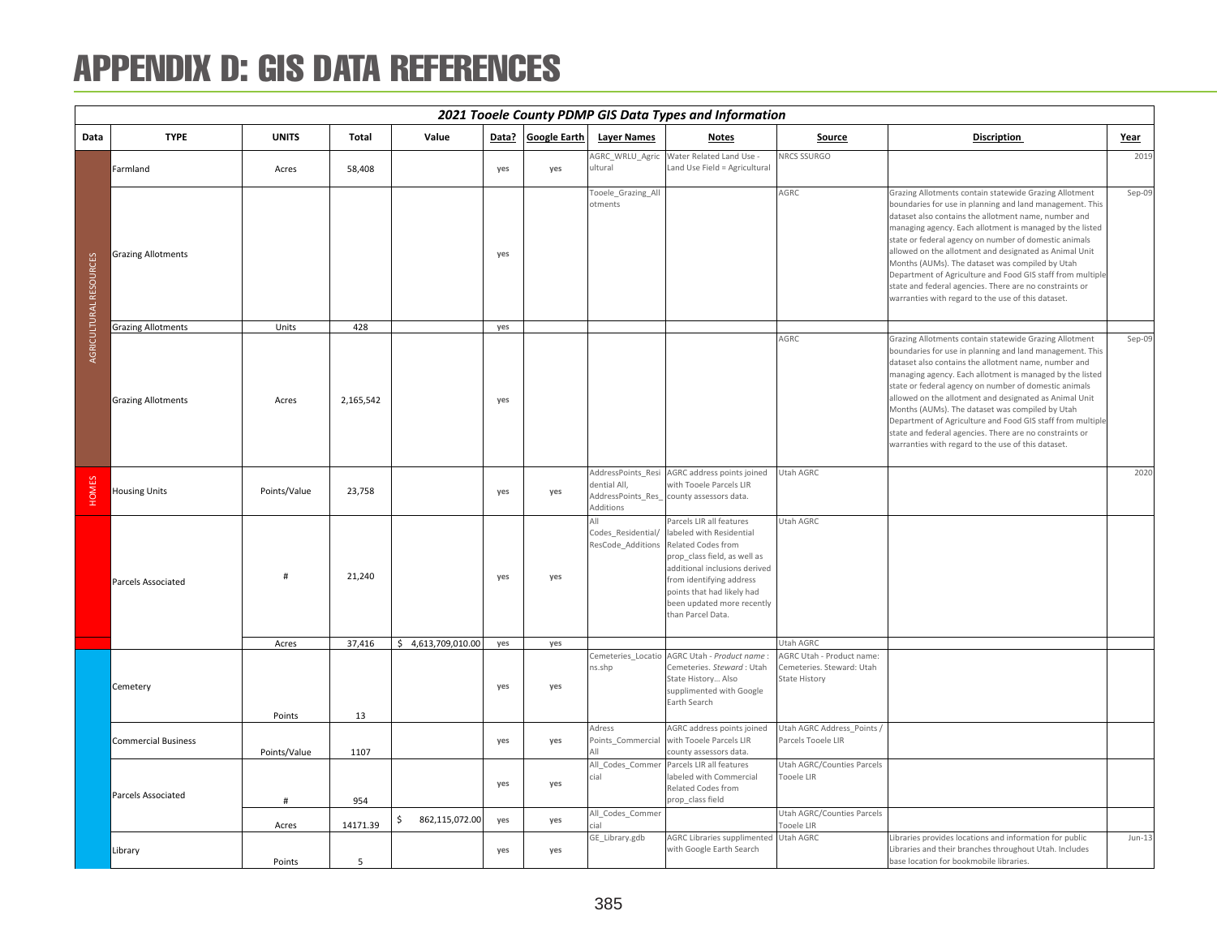# APPENDIX D: GIS DATA REFERENCES

| 2021 Tooele County PDMP GIS Data Types and Information | | | | | | | | | | | |
|---|---|---|---|---|---|---|---|---|---|---|---|
| Data | TYPE | UNITS | Total | Value | Data? | Google Earth | Layer Names | Notes | Source | Discription | Year |
| AGRICULTURAL RESOURCES | Farmland | Acres | 58,408 | | yes | yes | AGRC_WRLU_Agricultural | Water Related Land Use - Land Use Field = Agricultural | NRCS SSURGO | | 2019 |
| | Grazing Allotments | | | | yes | | Tooele_Grazing_Allotments | | AGRC | Grazing Allotments contain statewide Grazing Allotment boundaries for use in planning and land management. This dataset also contains the allotment name, number and managing agency. Each allotment is managed by the listed state or federal agency on number of domestic animals allowed on the allotment and designated as Animal Unit Months (AUMs). The dataset was compiled by Utah Department of Agriculture and Food GIS staff from multiple state and federal agencies. There are no constraints or warranties with regard to the use of this dataset. | Sep-09 |
| | Grazing Allotments | Units | 428 | | yes | | | | | | |
| | Grazing Allotments | Acres | 2,165,542 | | yes | | | | AGRC | Grazing Allotments contain statewide Grazing Allotment boundaries for use in planning and land management. This dataset also contains the allotment name, number and managing agency. Each allotment is managed by the listed state or federal agency on number of domestic animals allowed on the allotment and designated as Animal Unit Months (AUMs). The dataset was compiled by Utah Department of Agriculture and Food GIS staff from multiple state and federal agencies. There are no constraints or warranties with regard to the use of this dataset. | Sep-09 |
| HOMES | Housing Units | Points/Value | 23,758 | | yes | yes | AddressPoints_Residential All, AddressPoints_Res_Additions | AGRC address points joined with Tooele Parcels LIR county assessors data. | Utah AGRC | | 2020 |
| | Parcels Associated | # | 21,240 | | yes | yes | All Codes_Residential/ ResCode_Additions | Parcels LIR all features labeled with Residential Related Codes from prop_class field, as well as additional inclusions derived from identifying address points that had likely had been updated more recently than Parcel Data. | Utah AGRC | | |
| | | Acres | 37,416 | $ 4,613,709,010.00 | yes | yes | | | Utah AGRC | | |
| | Cemetery | Points | 13 | | yes | yes | Cemeteries_Locations.shp | AGRC Utah - *Product name*: Cemeteries. *Steward*: Utah State History... Also supplimented with Google Earth Search | AGRC Utah - Product name: Cemeteries. Steward: Utah State History | | |
| | Commercial Business | Points/Value | 1107 | | yes | yes | Adress Points_Commercial All | AGRC address points joined with Tooele Parcels LIR county assessors data. | Utah AGRC Address_Points / Parcels Tooele LIR | | |
| | Parcels Associated | # | 954 | | yes | yes | All_Codes_Commercial | Parcels LIR all features labeled with Commercial Related Codes from prop_class field | Utah AGRC/Counties Parcels Tooele LIR | | |
| | | Acres | 14171.39 | $ 862,115,072.00 | yes | yes | All_Codes_Commercial | | Utah AGRC/Counties Parcels Tooele LIR | | |
| | Library | Points | 5 | | yes | yes | GE_Library.gdb | AGRC Libraries supplimented with Google Earth Search | Utah AGRC | Libraries provides locations and information for public Libraries and their branches throughout Utah. Includes base location for bookmobile libraries. | Jun-13 |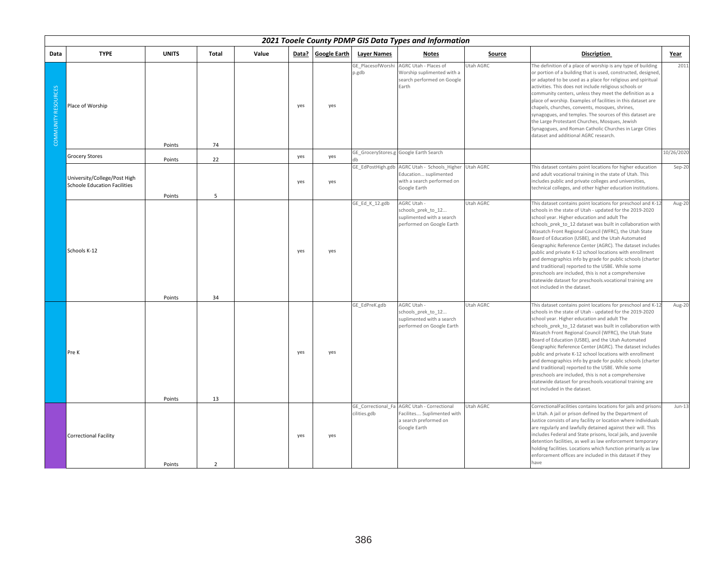## 2021 Tooele County PDMP GIS Data Types and Information

| Data | TYPE | UNITS | Total | Value | Data? | Google Earth | Layer Names | Notes | Source | Discription | Year |
|---|---|---|---|---|---|---|---|---|---|---|---|
| COMMUNITY RESOURCES | Place of Worship | Points | 74 | | yes | yes | GE_PlacesofWorship.gdb | AGRC Utah - Places of Worship suplimented with a search performed on Google Earth | Utah AGRC | The definition of a place of worship is any type of building or portion of a building that is used, constructed, designed, or adapted to be used as a place for religious and spiritual activities. This does not include religious schools or community centers, unless they meet the definition as a place of worship. Examples of facilities in this dataset are chapels, churches, convents, mosques, shrines, synagogues, and temples. The sources of this dataset are the Large Protestant Churches, Mosques, Jewish Synagogues, and Roman Catholic Churches in Large Cities dataset and additional AGRC research. | 2011 |
| | Grocery Stores | Points | 22 | | yes | yes | GE_GroceryStores.gdb | Google Earth Search | | | 10/26/2020 |
| | University/College/Post High Schoole Education Facilities | Points | 5 | | yes | yes | GE_EdPostHigh.gdb | AGRC Utah - Schools_Higher Education... suplimented with a search performed on Google Earth | Utah AGRC | This dataset contains point locations for higher education and adult vocational training in the state of Utah. This includes public and private colleges and universities, technical colleges, and other higher education institutions. | Sep-20 |
| | Schools K-12 | Points | 34 | | yes | yes | GE_Ed_K_12.gdb | AGRC Utah - schools_prek_to_12... suplimented with a search performed on Google Earth | Utah AGRC | This dataset contains point locations for preschool and K-12 schools in the state of Utah - updated for the 2019-2020 school year. Higher education and adult The schools_prek_to_12 dataset was built in collaboration with Wasatch Front Regional Council (WFRC), the Utah State Board of Education (USBE), and the Utah Automated Geographic Reference Center (AGRC). The dataset includes public and private K-12 school locations with enrollment and demographics info by grade for public schools (charter and traditional) reported to the USBE. While some preschools are included, this is not a comprehensive statewide dataset for preschools.vocational training are not included in the dataset. | Aug-20 |
| | Pre K | Points | 13 | | yes | yes | GE_EdPreK.gdb | AGRC Utah - schools_prek_to_12... suplimented with a search performed on Google Earth | Utah AGRC | This dataset contains point locations for preschool and K-12 schools in the state of Utah - updated for the 2019-2020 school year. Higher education and adult The schools_prek_to_12 dataset was built in collaboration with Wasatch Front Regional Council (WFRC), the Utah State Board of Education (USBE), and the Utah Automated Geographic Reference Center (AGRC). The dataset includes public and private K-12 school locations with enrollment and demographics info by grade for public schools (charter and traditional) reported to the USBE. While some preschools are included, this is not a comprehensive statewide dataset for preschools.vocational training are not included in the dataset. | Aug-20 |
| | Correctional Facility | Points | 2 | | yes | yes | GE_Correctional_Facilities.gdb | AGRC Utah - Correctional Facilites.... Suplimented with a search preformed on Google Earth | Utah AGRC | CorrectionalFacilities contains locations for jails and prisons in Utah. A jail or prison defined by the Department of Justice consists of any facility or location where individuals are regularly and lawfully detained against their will. This includes Federal and State prisons, local jails, and juvenile detention facilities, as well as law enforcement temporary holding facilities. Locations which function primarily as law enforcement offices are included in this dataset if they have | Jun-13 |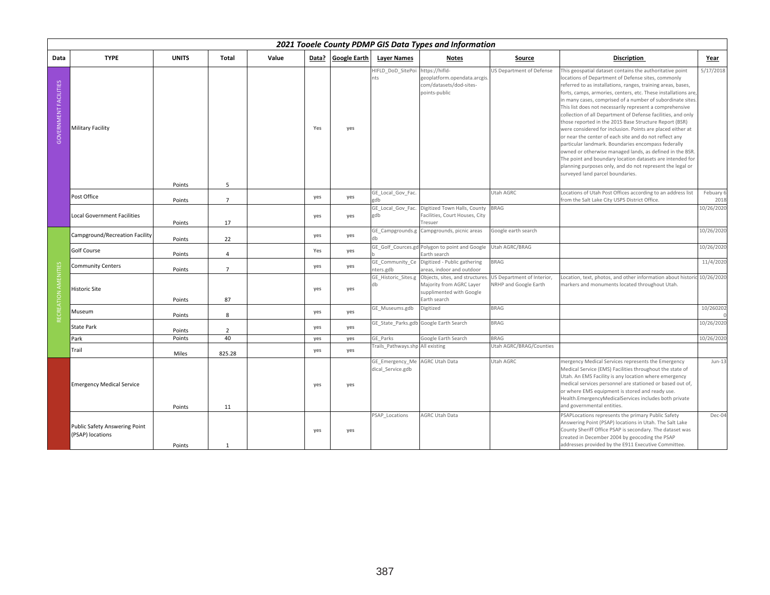## 2021 Tooele County PDMP GIS Data Types and Information

| Data | TYPE | UNITS | Total | Value | Data? | Google Earth | Layer Names | Notes | Source | Discription | Year |
|---|---|---|---|---|---|---|---|---|---|---|---|
| GOVERNMENT FACILITIES | Military Facility | Points | 5 | | Yes | yes | HIFLD_DoD_SitePoints | https://hifld-geoplatform.opendata.arcgis.com/datasets/dod-sites-points-public | US Department of Defense | This geospatial dataset contains the authoritative point locations of Department of Defense sites, commonly referred to as installations, ranges, training areas, bases, forts, camps, armories, centers, etc. These installations are, in many cases, comprised of a number of subordinate sites. This list does not necessarily represent a comprehensive collection of all Department of Defense facilities, and only those reported in the 2015 Base Structure Report (BSR) were considered for inclusion. Points are placed either at or near the center of each site and do not reflect any particular landmark. Boundaries encompass federally owned or otherwise managed lands, as defined in the BSR. The point and boundary location datasets are intended for planning purposes only, and do not represent the legal or surveyed land parcel boundaries. | 5/17/2018 |
| | Post Office | Points | 7 | | yes | yes | GE_Local_Gov_Fac.gdb | | Utah AGRC | Locations of Utah Post Offices according to an address list from the Salt Lake City USPS District Office. | Febuary 6 2018 |
| | Local Government Facilities | Points | 17 | | yes | yes | GE_Local_Gov_Fac.gdb | Digitized Town Halls, County Facilities, Court Houses, City Tresuer | BRAG | | 10/26/2020 |
| RECREATION AMENITIES | Campground/Recreation Facility | Points | 22 | | yes | yes | GE_Campgrounds.gdb | Campgrounds, picnic areas | Google earth search | | 10/26/2020 |
| | Golf Course | Points | 4 | | Yes | yes | GE_Golf_Cources.gdb | Polygon to point and Google Earth search | Utah AGRC/BRAG | | 10/26/2020 |
| | Community Centers | Points | 7 | | yes | yes | GE_Community_Centers.gdb | Digitized - Public gathering areas, indoor and outdoor | BRAG | | 11/4/2020 |
| | Historic Site | Points | 87 | | yes | yes | GE_Historic_Sites.gdb | Objects, sites, and structures. Majority from AGRC Layer supplimented with Google Earth search | US Department of Interior, NRHP and Google Earth | Location, text, photos, and other information about historic markers and monuments located throughout Utah. | 10/26/2020 |
| | Museum | Points | 8 | | yes | yes | GE_Museums.gdb | Digitized | BRAG | | 10/2602020 |
| | State Park | Points | 2 | | yes | yes | GE_State_Parks.gdb | Google Earth Search | BRAG | | 10/26/2020 |
| | Park | Points | 40 | | yes | yes | GE_Parks | Google Earth Search | BRAG | | 10/26/2020 |
| | Trail | Miles | 825.28 | | yes | yes | Trails_Pathways.shp | All existing | Utah AGRC/BRAG/Counties | | |
| | Emergency Medical Service | Points | 11 | | yes | yes | GE_Emergency_Medical_Service.gdb | AGRC Utah Data | Utah AGRC | mergency Medical Services represents the Emergency Medical Service (EMS) Facilities throughout the state of Utah. An EMS Facility is any location where emergency medical services personnel are stationed or based out of, or where EMS equipment is stored and ready use. Health.EmergencyMedicalServices includes both private and governmental entities. | Jun-13 |
| | Public Safety Answering Point (PSAP) locations | Points | 1 | | yes | yes | PSAP_Locations | AGRC Utah Data | | PSAPLocations represents the primary Public Safety Answering Point (PSAP) locations in Utah. The Salt Lake County Sheriff Office PSAP is secondary. The dataset was created in December 2004 by geocoding the PSAP addresses provided by the E911 Executive Committee. | Dec-04 |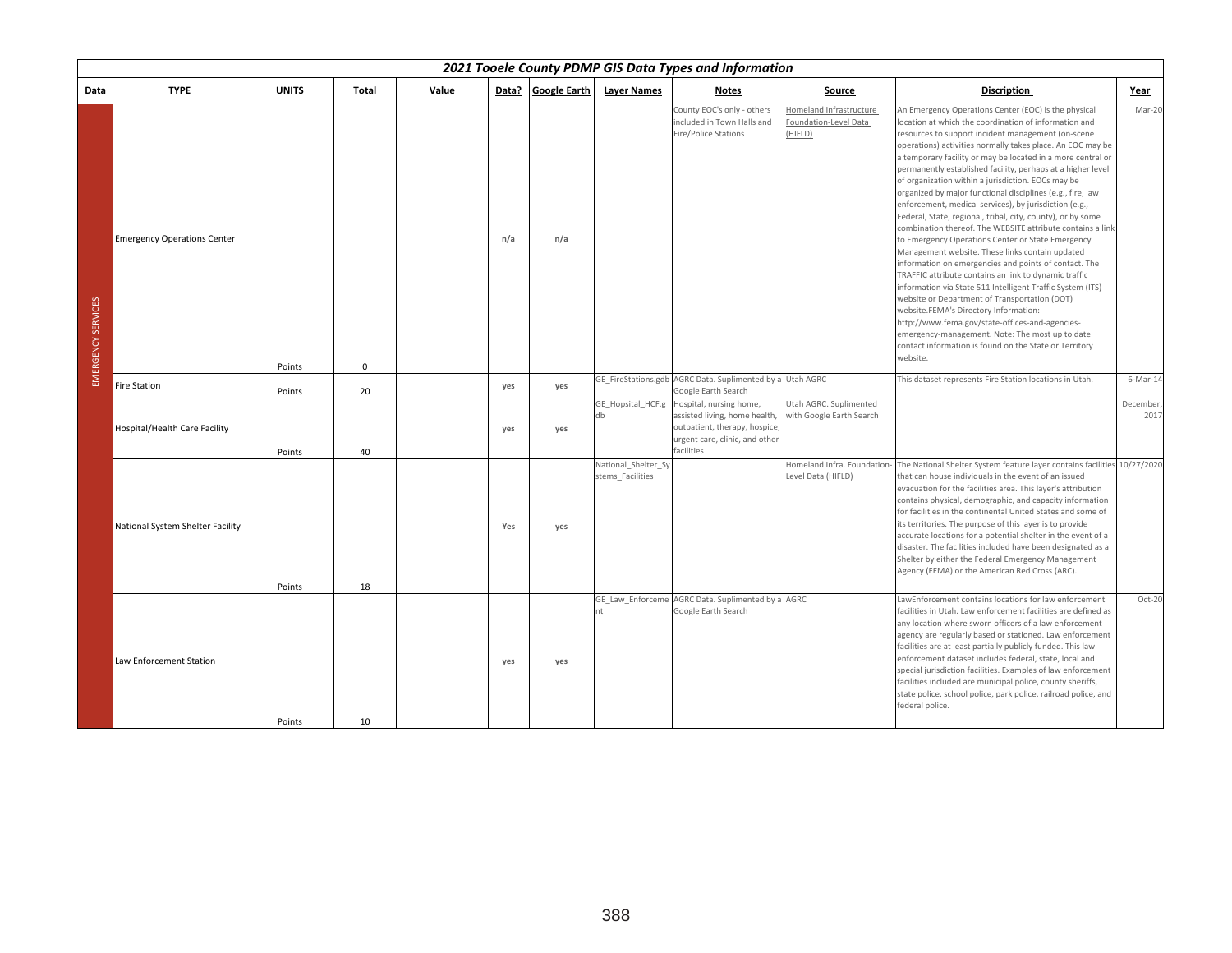| 2021 Tooele County PDMP GIS Data Types and Information | | | | | | | | | | | |
|---|---|---|---|---|---|---|---|---|---|---|---|
| **Data** | **TYPE** | **UNITS** | **Total** | **Value** | **Data?** | **Google Earth** | **Layer Names** | **Notes** | **Source** | **Discription** | **Year** |
| EMERGENCY SERVICES | Emergency Operations Center | Points | 0 | | n/a | n/a | | County EOC's only - others included in Town Halls and Fire/Police Stations | Homeland Infrastructure Foundation-Level Data (HIFLD) | An Emergency Operations Center (EOC) is the physical location at which the coordination of information and resources to support incident management (on-scene operations) activities normally takes place. An EOC may be a temporary facility or may be located in a more central or permanently established facility, perhaps at a higher level of organization within a jurisdiction. EOCs may be organized by major functional disciplines (e.g., fire, law enforcement, medical services), by jurisdiction (e.g., Federal, State, regional, tribal, city, county), or by some combination thereof. The WEBSITE attribute contains a link to Emergency Operations Center or State Emergency Management website. These links contain updated information on emergencies and points of contact. The TRAFFIC attribute contains an link to dynamic traffic information via State 511 Intelligent Traffic System (ITS) website or Department of Transportation (DOT) website.FEMA's Directory Information: http://www.fema.gov/state-offices-and-agencies-emergency-management. Note: The most up to date contact information is found on the State or Territory website. | Mar-20 |
| | Fire Station | Points | 20 | | yes | yes | GE_FireStations.gdb | AGRC Data. Suplimented by a Google Earth Search | Utah AGRC | This dataset represents Fire Station locations in Utah. | 6-Mar-14 |
| | Hospital/Health Care Facility | Points | 40 | | yes | yes | GE_Hopsital_HCF.gdb | Hospital, nursing home, assisted living, home health, outpatient, therapy, hospice, urgent care, clinic, and other facilities | Utah AGRC. Suplimented with Google Earth Search | | December, 2017 |
| | National System Shelter Facility | Points | 18 | | Yes | yes | National_Shelter_Systems_Facilities | | Homeland Infra. Foundation-Level Data (HIFLD) | The National Shelter System feature layer contains facilities that can house individuals in the event of an issued evacuation for the facilities area. This layer's attribution contains physical, demographic, and capacity information for facilities in the continental United States and some of its territories. The purpose of this layer is to provide accurate locations for a potential shelter in the event of a disaster. The facilities included have been designated as a Shelter by either the Federal Emergency Management Agency (FEMA) or the American Red Cross (ARC). | 10/27/2020 |
| | Law Enforcement Station | Points | 10 | | yes | yes | GE_Law_Enforcement | AGRC Data. Suplimented by a Google Earth Search | AGRC | LawEnforcement contains locations for law enforcement facilities in Utah. Law enforcement facilities are defined as any location where sworn officers of a law enforcement agency are regularly based or stationed. Law enforcement facilities are at least partially publicly funded. This law enforcement dataset includes federal, state, local and special jurisdiction facilities. Examples of law enforcement facilities included are municipal police, county sheriffs, state police, school police, park police, railroad police, and federal police. | Oct-20 |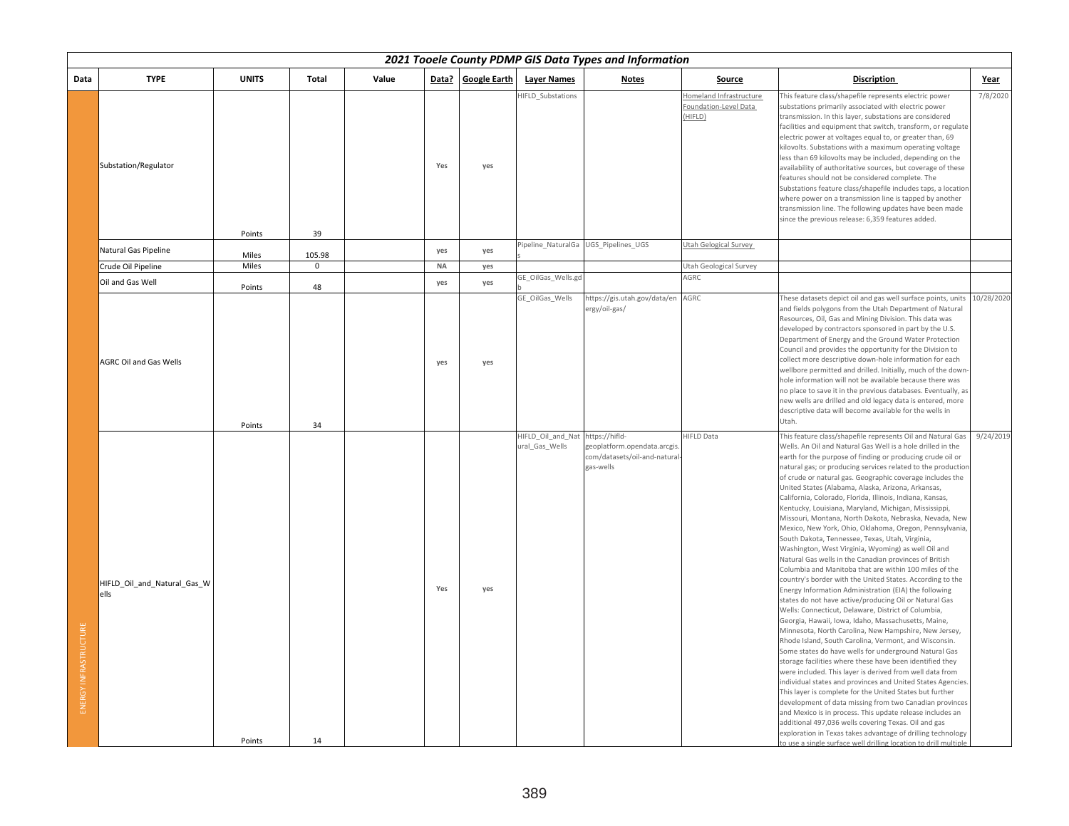# 2021 Tooele County PDMP GIS Data Types and Information

| Data | TYPE | UNITS | Total | Value | Data? | Google Earth | Layer Names | Notes | Source | Discription | Year |
|---|---|---|---|---|---|---|---|---|---|---|---|
| ENERGY INFRASTRUCTURE | Substation/Regulator | Points | 39 | | Yes | yes | HIFLD_Substations | | Homeland Infrastructure Foundation-Level Data (HIFLD) | This feature class/shapefile represents electric power substations primarily associated with electric power transmission. In this layer, substations are considered facilities and equipment that switch, transform, or regulate electric power at voltages equal to, or greater than, 69 kilovolts. Substations with a maximum operating voltage less than 69 kilovolts may be included, depending on the availability of authoritative sources, but coverage of these features should not be considered complete. The Substations feature class/shapefile includes taps, a location where power on a transmission line is tapped by another transmission line. The following updates have been made since the previous release: 6,359 features added. | 7/8/2020 |
| | Natural Gas Pipeline | Miles | 105.98 | | yes | yes | Pipeline_NaturalGas | UGS_Pipelines_UGS | Utah Gelogical Survey | | |
| | Crude Oil Pipeline | Miles | 0 | | NA | yes | | | Utah Geological Survey | | |
| | Oil and Gas Well | Points | 48 | | yes | yes | GE_OilGas_Wells.gdb | | AGRC | | |
| | AGRC Oil and Gas Wells | Points | 34 | | yes | yes | GE_OilGas_Wells | https://gis.utah.gov/data/energy/oil-gas/ | AGRC | These datasets depict oil and gas well surface points, units and fields polygons from the Utah Department of Natural Resources, Oil, Gas and Mining Division. This data was developed by contractors sponsored in part by the U.S. Department of Energy and the Ground Water Protection Council and provides the opportunity for the Division to collect more descriptive down-hole information for each wellbore permitted and drilled. Initially, much of the down-hole information will not be available because there was no place to save it in the previous databases. Eventually, as new wells are drilled and old legacy data is entered, more descriptive data will become available for the wells in Utah. | 10/28/2020 |
| | HIFLD_Oil_and_Natural_Gas_Wells | Points | 14 | | Yes | yes | HIFLD_Oil_and_Natural_Gas_Wells | https://hifld-geoplatform.opendata.arcgis.com/datasets/oil-and-natural-gas-wells | HIFLD Data | This feature class/shapefile represents Oil and Natural Gas Wells. An Oil and Natural Gas Well is a hole drilled in the earth for the purpose of finding or producing crude oil or natural gas; or producing services related to the production of crude or natural gas. Geographic coverage includes the United States (Alabama, Alaska, Arizona, Arkansas, California, Colorado, Florida, Illinois, Indiana, Kansas, Kentucky, Louisiana, Maryland, Michigan, Mississippi, Missouri, Montana, North Dakota, Nebraska, Nevada, New Mexico, New York, Ohio, Oklahoma, Oregon, Pennsylvania, South Dakota, Tennessee, Texas, Utah, Virginia, Washington, West Virginia, Wyoming) as well Oil and Natural Gas wells in the Canadian provinces of British Columbia and Manitoba that are within 100 miles of the country's border with the United States. According to the Energy Information Administration (EIA) the following states do not have active/producing Oil or Natural Gas Wells: Connecticut, Delaware, District of Columbia, Georgia, Hawaii, Iowa, Idaho, Massachusetts, Maine, Minnesota, North Carolina, New Hampshire, New Jersey, Rhode Island, South Carolina, Vermont, and Wisconsin. Some states do have wells for underground Natural Gas storage facilities where these have been identified they were included. This layer is derived from well data from individual states and provinces and United States Agencies. This layer is complete for the United States but further development of data missing from two Canadian provinces and Mexico is in process. This update release includes an additional 497,036 wells covering Texas. Oil and gas exploration in Texas takes advantage of drilling technology to use a single surface well drilling location to drill multiple | 9/24/2019 |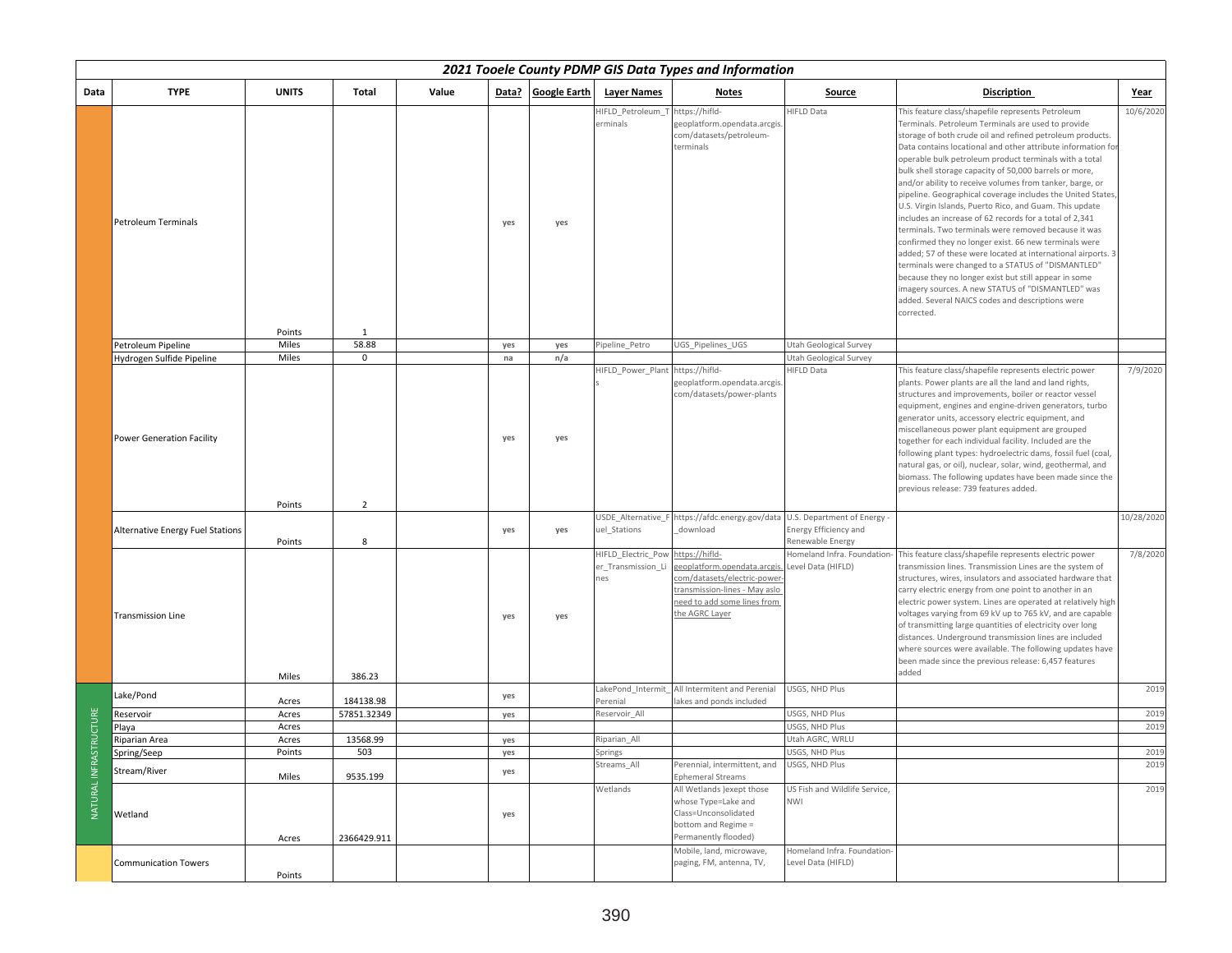## 2021 Tooele County PDMP GIS Data Types and Information

| Data | TYPE | UNITS | Total | Value | Data? | Google Earth | Layer Names | Notes | Source | Discription | Year |
|---|---|---|---|---|---|---|---|---|---|---|---|
| | Petroleum Terminals | Points | 1 | | yes | yes | HIFLD_Petroleum_Terminals | https://hifld-geoplatform.opendata.arcgis.com/datasets/petroleum-terminals | HIFLD Data | This feature class/shapefile represents Petroleum Terminals. Petroleum Terminals are used to provide storage of both crude oil and refined petroleum products. Data contains locational and other attribute information for operable bulk petroleum product terminals with a total bulk shell storage capacity of 50,000 barrels or more, and/or ability to receive volumes from tanker, barge, or pipeline. Geographical coverage includes the United States, U.S. Virgin Islands, Puerto Rico, and Guam. This update includes an increase of 62 records for a total of 2,341 terminals. Two terminals were removed because it was confirmed they no longer exist. 66 new terminals were added; 57 of these were located at international airports. 3 terminals were changed to a STATUS of "DISMANTLED" because they no longer exist but still appear in some imagery sources. A new STATUS of "DISMANTLED" was added. Several NAICS codes and descriptions were corrected. | 10/6/2020 |
| | Petroleum Pipeline | Miles | 58.88 | | yes | yes | Pipeline_Petro | UGS_Pipelines_UGS | Utah Geological Survey | | |
| | Hydrogen Sulfide Pipeline | Miles | 0 | | na | n/a | | | Utah Geological Survey | | |
| | Power Generation Facility | Points | 2 | | yes | yes | HIFLD_Power_Plants | https://hifld-geoplatform.opendata.arcgis.com/datasets/power-plants | HIFLD Data | This feature class/shapefile represents electric power plants. Power plants are all the land and land rights, structures and improvements, boiler or reactor vessel equipment, engines and engine-driven generators, turbo generator units, accessory electric equipment, and miscellaneous power plant equipment are grouped together for each individual facility. Included are the following plant types: hydroelectric dams, fossil fuel (coal, natural gas, or oil), nuclear, solar, wind, geothermal, and biomass. The following updates have been made since the previous release: 739 features added. | 7/9/2020 |
| | Alternative Energy Fuel Stations | Points | 8 | | yes | yes | USDE_Alternative_Fuel_Stations | https://afdc.energy.gov/data_download | U.S. Department of Energy - Energy Efficiency and Renewable Energy | | 10/28/2020 |
| | Transmission Line | Miles | 386.23 | | yes | yes | HIFLD_Electric_Power_Transmission_Lines | https://hifld-geoplatform.opendata.arcgis.com/datasets/electric-power-transmission-lines - May aslo need to add some lines from the AGRC Layer | Homeland Infra. Foundation-Level Data (HIFLD) | This feature class/shapefile represents electric power transmission lines. Transmission Lines are the system of structures, wires, insulators and associated hardware that carry electric energy from one point to another in an electric power system. Lines are operated at relatively high voltages varying from 69 kV up to 765 kV, and are capable of transmitting large quantities of electricity over long distances. Underground transmission lines are included where sources were available. The following updates have been made since the previous release: 6,457 features added | 7/8/2020 |
| NATURAL INFRASTRUCTURE | Lake/Pond | Acres | 184138.98 | | yes | | LakePond_Intermit_Perenial | All Intermitent and Perenial lakes and ponds included | USGS, NHD Plus | | 2019 |
| | Reservoir | Acres | 57851.32349 | | yes | | Reservoir_All | | USGS, NHD Plus | | 2019 |
| | Playa | Acres | | | | | | | USGS, NHD Plus | | 2019 |
| | Riparian Area | Acres | 13568.99 | | yes | | Riparian_All | | Utah AGRC, WRLU | | |
| | Spring/Seep | Points | 503 | | yes | | Springs | | USGS, NHD Plus | | 2019 |
| | Stream/River | Miles | 9535.199 | | yes | | Streams_All | Perennial, intermittent, and Ephemeral Streams | USGS, NHD Plus | | 2019 |
| | Wetland | Acres | 2366429.911 | | yes | | Wetlands | All Wetlands )exept those whose Type=Lake and Class=Unconsolidated bottom and Regime = Permanently flooded) | US Fish and Wildlife Service, NWI | | 2019 |
| | Communication Towers | Points | | | | | | Mobile, land, microwave, paging, FM, antenna, TV, | Homeland Infra. Foundation-Level Data (HIFLD) | | |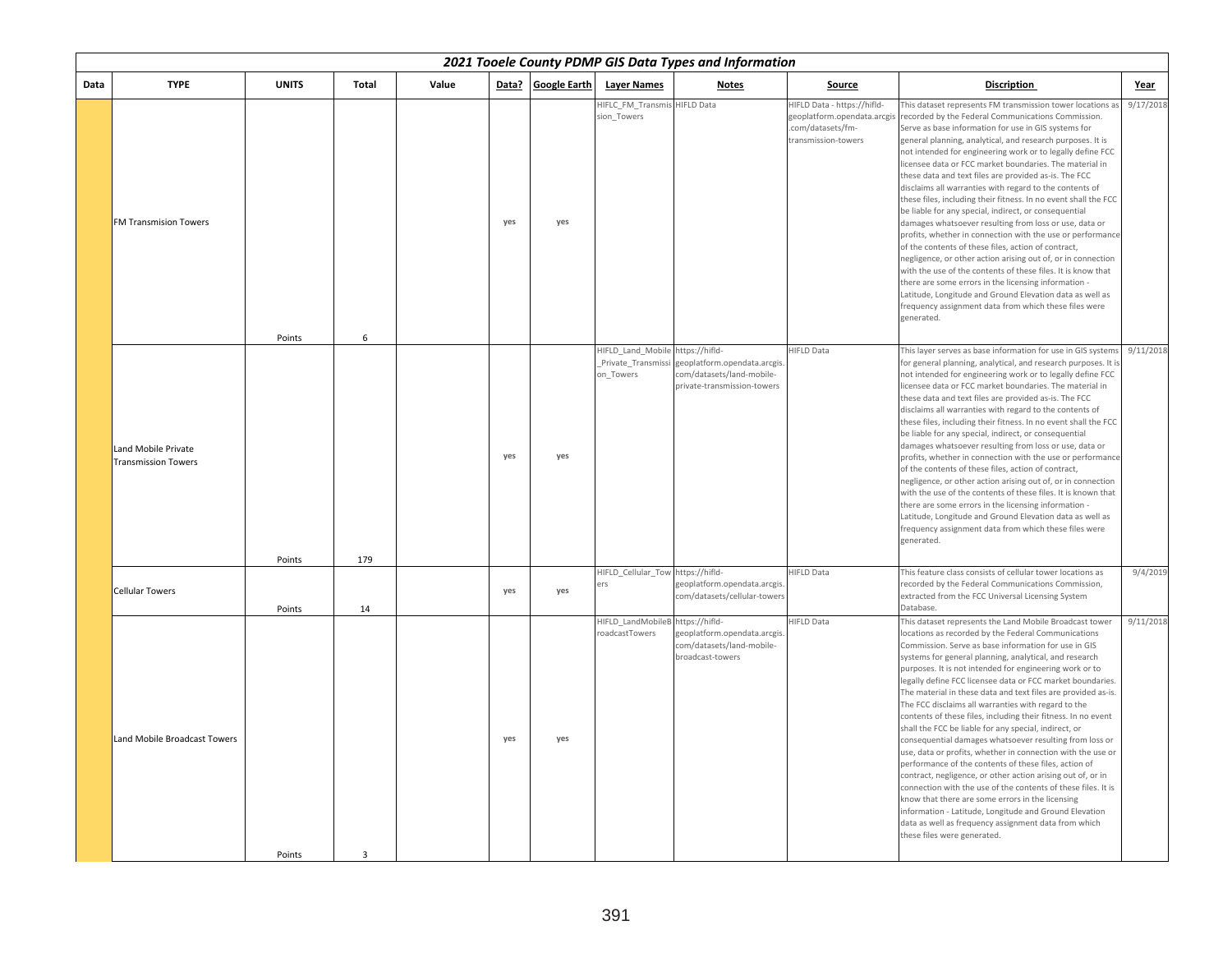## 2021 Tooele County PDMP GIS Data Types and Information

| Data | TYPE | UNITS | Total | Value | Data? | Google Earth | Layer Names | Notes | Source | Discription | Year |
|---|---|---|---|---|---|---|---|---|---|---|---|
| | FM Transmision Towers | Points | 6 | | yes | yes | HIFLC_FM_Transmission_Towers | HIFLD Data | HIFLD Data - https://hifld-geoplatform.opendata.arcgis.com/datasets/fm-transmission-towers | This dataset represents FM transmission tower locations as recorded by the Federal Communications Commission. Serve as base information for use in GIS systems for general planning, analytical, and research purposes. It is not intended for engineering work or to legally define FCC licensee data or FCC market boundaries. The material in these data and text files are provided as-is. The FCC disclaims all warranties with regard to the contents of these files, including their fitness. In no event shall the FCC be liable for any special, indirect, or consequential damages whatsoever resulting from loss or use, data or profits, whether in connection with the use or performance of the contents of these files, action of contract, negligence, or other action arising out of, or in connection with the use of the contents of these files. It is know that there are some errors in the licensing information - Latitude, Longitude and Ground Elevation data as well as frequency assignment data from which these files were generated. | 9/17/2018 |
| | Land Mobile Private Transmission Towers | Points | 179 | | yes | yes | HIFLD_Land_Mobile_Private_Transmission_Towers | https://hifld-geoplatform.opendata.arcgis.com/datasets/land-mobile-private-transmission-towers | HIFLD Data | This layer serves as base information for use in GIS systems for general planning, analytical, and research purposes. It is not intended for engineering work or to legally define FCC licensee data or FCC market boundaries. The material in these data and text files are provided as-is. The FCC disclaims all warranties with regard to the contents of these files, including their fitness. In no event shall the FCC be liable for any special, indirect, or consequential damages whatsoever resulting from loss or use, data or profits, whether in connection with the use or performance of the contents of these files, action of contract, negligence, or other action arising out of, or in connection with the use of the contents of these files. It is known that there are some errors in the licensing information - Latitude, Longitude and Ground Elevation data as well as frequency assignment data from which these files were generated. | 9/11/2018 |
| | Cellular Towers | Points | 14 | | yes | yes | HIFLD_Cellular_Towers | https://hifld-geoplatform.opendata.arcgis.com/datasets/cellular-towers | HIFLD Data | This feature class consists of cellular tower locations as recorded by the Federal Communications Commission, extracted from the FCC Universal Licensing System Database. | 9/4/2019 |
| | Land Mobile Broadcast Towers | Points | 3 | | yes | yes | HIFLD_LandMobileBroadcastTowers | https://hifld-geoplatform.opendata.arcgis.com/datasets/land-mobile-broadcast-towers | HIFLD Data | This dataset represents the Land Mobile Broadcast tower locations as recorded by the Federal Communications Commission. Serve as base information for use in GIS systems for general planning, analytical, and research purposes. It is not intended for engineering work or to legally define FCC licensee data or FCC market boundaries. The material in these data and text files are provided as-is. The FCC disclaims all warranties with regard to the contents of these files, including their fitness. In no event shall the FCC be liable for any special, indirect, or consequential damages whatsoever resulting from loss or use, data or profits, whether in connection with the use or performance of the contents of these files, action of contract, negligence, or other action arising out of, or in connection with the use of the contents of these files. It is know that there are some errors in the licensing information - Latitude, Longitude and Ground Elevation data as well as frequency assignment data from which these files were generated. | 9/11/2018 |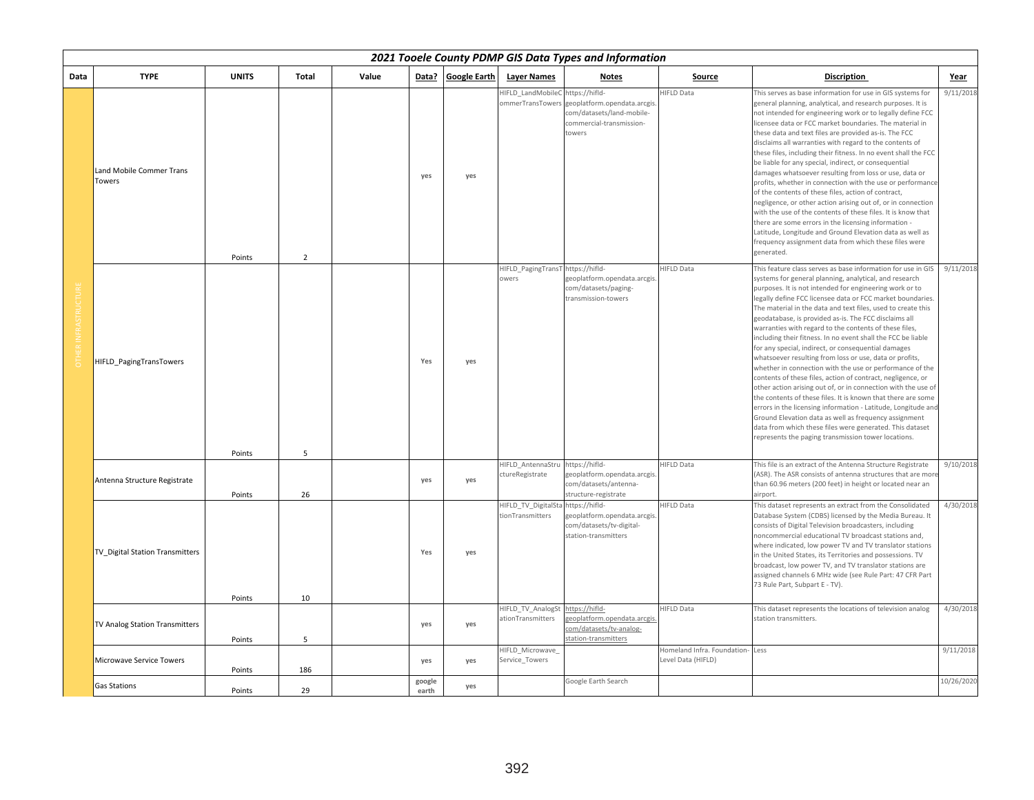| 2021 Tooele County PDMP GIS Data Types and Information | | | | | | | | | | | |
|---|---|---|---|---|---|---|---|---|---|---|---|
| Data | TYPE | UNITS | Total | Value | Data? | Google Earth | Layer Names | Notes | Source | Discription | Year |
| OTHER INFRASTRUCTURE | Land Mobile Commer Trans Towers | Points | 2 | | yes | yes | HIFLD_LandMobileCommerTransTowers | https://hifld-geoplatform.opendata.arcgis.com/datasets/land-mobile-commercial-transmission-towers | HIFLD Data | This serves as base information for use in GIS systems for general planning, analytical, and research purposes. It is not intended for engineering work or to legally define FCC licensee data or FCC market boundaries. The material in these data and text files are provided as-is. The FCC disclaims all warranties with regard to the contents of these files, including their fitness. In no event shall the FCC be liable for any special, indirect, or consequential damages whatsoever resulting from loss or use, data or profits, whether in connection with the use or performance of the contents of these files, action of contract, negligence, or other action arising out of, or in connection with the use of the contents of these files. It is know that there are some errors in the licensing information - Latitude, Longitude and Ground Elevation data as well as frequency assignment data from which these files were generated. | 9/11/2018 |
| | HIFLD_PagingTransTowers | Points | 5 | | Yes | yes | HIFLD_PagingTransTowers | https://hifld-geoplatform.opendata.arcgis.com/datasets/paging-transmission-towers | HIFLD Data | This feature class serves as base information for use in GIS systems for general planning, analytical, and research purposes. It is not intended for engineering work or to legally define FCC licensee data or FCC market boundaries. The material in the data and text files, used to create this geodatabase, is provided as-is. The FCC disclaims all warranties with regard to the contents of these files, including their fitness. In no event shall the FCC be liable for any special, indirect, or consequential damages whatsoever resulting from loss or use, data or profits, whether in connection with the use or performance of the contents of these files, action of contract, negligence, or other action arising out of, or in connection with the use of the contents of these files. It is known that there are some errors in the licensing information - Latitude, Longitude and Ground Elevation data as well as frequency assignment data from which these files were generated. This dataset represents the paging transmission tower locations. | 9/11/2018 |
| | Antenna Structure Registrate | Points | 26 | | yes | yes | HIFLD_AntennaStructureRegistrate | https://hifld-geoplatform.opendata.arcgis.com/datasets/antenna-structure-registrate | HIFLD Data | This file is an extract of the Antenna Structure Registrate (ASR). The ASR consists of antenna structures that are more than 60.96 meters (200 feet) in height or located near an airport. | 9/10/2018 |
| | TV_Digital Station Transmitters | Points | 10 | | Yes | yes | HIFLD_TV_DigitalStationTransmitters | https://hifld-geoplatform.opendata.arcgis.com/datasets/tv-digital-station-transmitters | HIFLD Data | This dataset represents an extract from the Consolidated Database System (CDBS) licensed by the Media Bureau. It consists of Digital Television broadcasters, including noncommercial educational TV broadcast stations and, where indicated, low power TV and TV translator stations in the United States, its Territories and possessions. TV broadcast, low power TV, and TV translator stations are assigned channels 6 MHz wide (see Rule Part: 47 CFR Part 73 Rule Part, Subpart E - TV). | 4/30/2018 |
| | TV Analog Station Transmitters | Points | 5 | | yes | yes | HIFLD_TV_AnalogStationTransmitters | https://hifld-geoplatform.opendata.arcgis.com/datasets/tv-analog-station-transmitters | HIFLD Data | This dataset represents the locations of television analog station transmitters. | 4/30/2018 |
| | Microwave Service Towers | Points | 186 | | yes | yes | HIFLD_Microwave_Service_Towers | | Homeland Infra. Foundation-Level Data (HIFLD) | Less | 9/11/2018 |
| | Gas Stations | Points | 29 | | google earth | yes | | Google Earth Search | | | 10/26/2020 |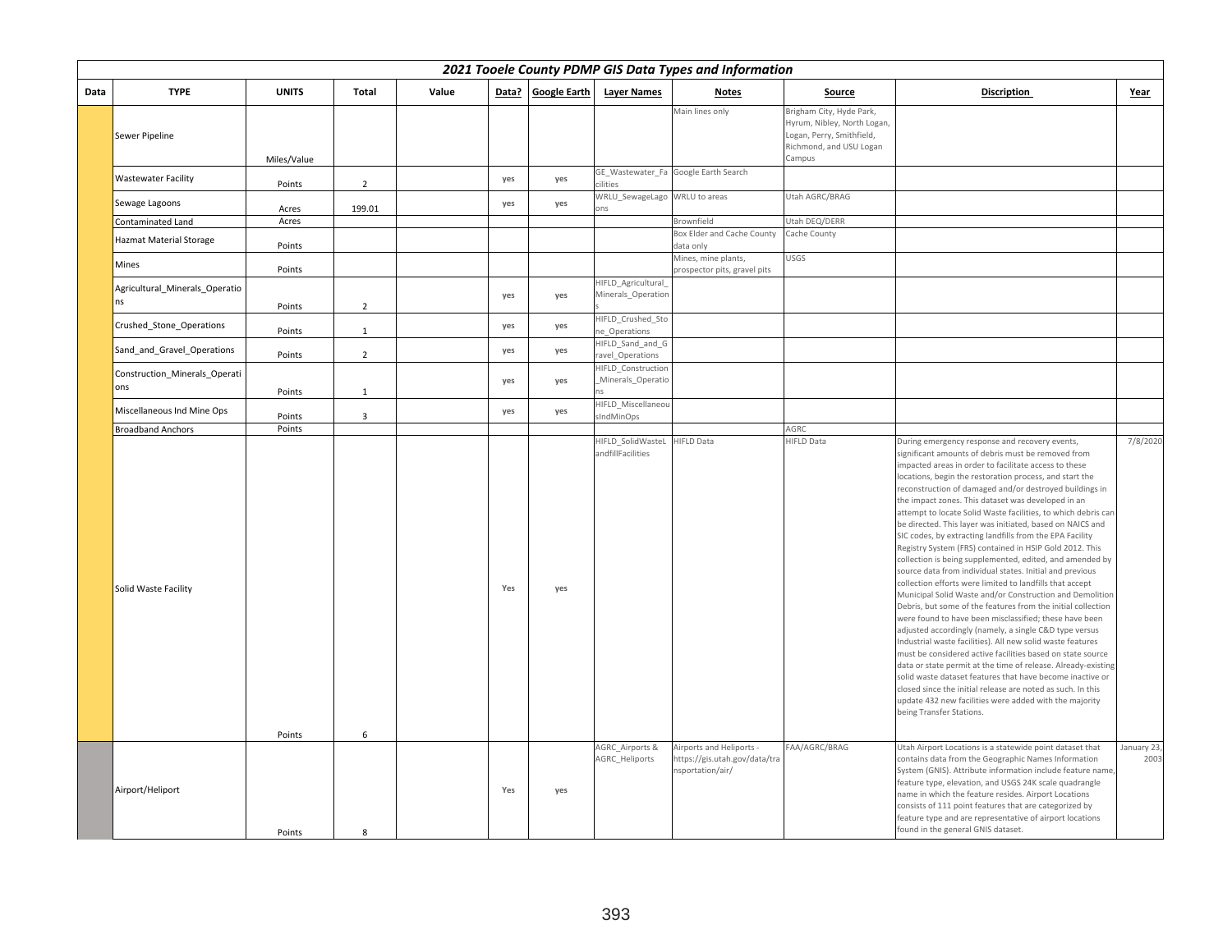## 2021 Tooele County PDMP GIS Data Types and Information

| Data | TYPE | UNITS | Total | Value | Data? | Google Earth | Layer Names | Notes | Source | Discription | Year |
|---|---|---|---|---|---|---|---|---|---|---|---|
| | Sewer Pipeline | Miles/Value | | | | | | Main lines only | Brigham City, Hyde Park, Hyrum, Nibley, North Logan, Logan, Perry, Smithfield, Richmond, and USU Logan Campus | | |
| | Wastewater Facility | Points | 2 | | yes | yes | GE_Wastewater_Facilities | Google Earth Search | | | |
| | Sewage Lagoons | Acres | 199.01 | | yes | yes | WRLU_SewageLagoons | WRLU to areas | Utah AGRC/BRAG | | |
| | Contaminated Land | Acres | | | | | | Brownfield | Utah DEQ/DERR | | |
| | Hazmat Material Storage | Points | | | | | | Box Elder and Cache County data only | Cache County | | |
| | Mines | Points | | | | | | Mines, mine plants, prospector pits, gravel pits | USGS | | |
| | Agricultural_Minerals_Operations | Points | 2 | | yes | yes | HIFLD_Agricultural_Minerals_Operations | | | | |
| | Crushed_Stone_Operations | Points | 1 | | yes | yes | HIFLD_Crushed_Stone_Operations | | | | |
| | Sand_and_Gravel_Operations | Points | 2 | | yes | yes | HIFLD_Sand_and_Gravel_Operations | | | | |
| | Construction_Minerals_Operations | Points | 1 | | yes | yes | HIFLD_Construction_Minerals_Operations | | | | |
| | Miscellaneous Ind Mine Ops | Points | 3 | | yes | yes | HIFLD_MiscellaneousIndMinOps | | | | |
| | Broadband Anchors | Points | | | | | | | AGRC | | |
| | Solid Waste Facility | Points | 6 | | Yes | yes | HIFLD_SolidWasteLandfillFacilities | HIFLD Data | HIFLD Data | During emergency response and recovery events, significant amounts of debris must be removed from impacted areas in order to facilitate access to these locations, begin the restoration process, and start the reconstruction of damaged and/or destroyed buildings in the impact zones. This dataset was developed in an attempt to locate Solid Waste facilities, to which debris can be directed. This layer was initiated, based on NAICS and SIC codes, by extracting landfills from the EPA Facility Registry System (FRS) contained in HSIP Gold 2012. This collection is being supplemented, edited, and amended by source data from individual states. Initial and previous collection efforts were limited to landfills that accept Municipal Solid Waste and/or Construction and Demolition Debris, but some of the features from the initial collection were found to have been misclassified; these have been adjusted accordingly (namely, a single C&D type versus Industrial waste facilities). All new solid waste features must be considered active facilities based on state source data or state permit at the time of release. Already-existing solid waste dataset features that have become inactive or closed since the initial release are noted as such. In this update 432 new facilities were added with the majority being Transfer Stations. | 7/8/2020 |
| | Airport/Heliport | Points | 8 | | Yes | yes | AGRC_Airports & AGRC_Heliports | Airports and Heliports - https://gis.utah.gov/data/transportation/air/ | FAA/AGRC/BRAG | Utah Airport Locations is a statewide point dataset that contains data from the Geographic Names Information System (GNIS). Attribute information include feature name, feature type, elevation, and USGS 24K scale quadrangle name in which the feature resides. Airport Locations consists of 111 point features that are categorized by feature type and are representative of airport locations found in the general GNIS dataset. | January 23, 2003 |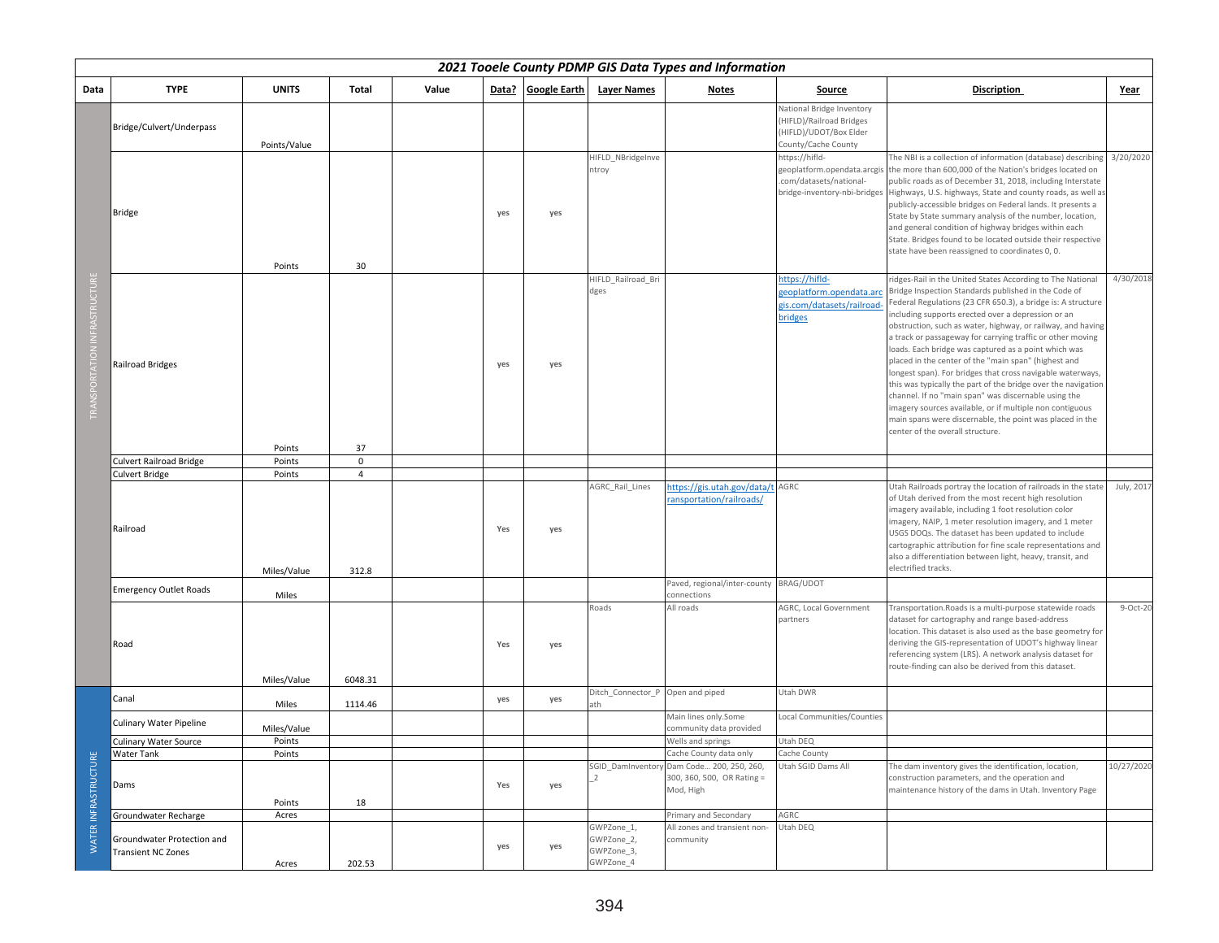## 2021 Tooele County PDMP GIS Data Types and Information

| Data | TYPE | UNITS | Total | Value | Data? | Google Earth | Layer Names | Notes | Source | Discription | Year |
|---|---|---|---|---|---|---|---|---|---|---|---|
| TRANSPORTATION INFRASTRUCTURE | Bridge/Culvert/Underpass | Points/Value | | | | | | | National Bridge Inventory (HIFLD)/Railroad Bridges (HIFLD)/UDOT/Box Elder County/Cache County | | |
| | Bridge | Points | 30 | | yes | yes | HIFLD_NBridgeInventroy | | https://hifld-geoplatform.opendata.arcgis.com/datasets/national-bridge-inventory-nbi-bridges | The NBI is a collection of information (database) describing the more than 600,000 of the Nation's bridges located on public roads as of December 31, 2018, including Interstate Highways, U.S. highways, State and county roads, as well as publicly-accessible bridges on Federal lands. It presents a State by State summary analysis of the number, location, and general condition of highway bridges within each State. Bridges found to be located outside their respective state have been reassigned to coordinates 0, 0. | 3/20/2020 |
| | Railroad Bridges | Points | 37 | | yes | yes | HIFLD_Railroad_Bridges | | https://hifld-geoplatform.opendata.arcgis.com/datasets/railroad-bridges | ridges-Rail in the United States According to The National Bridge Inspection Standards published in the Code of Federal Regulations (23 CFR 650.3), a bridge is: A structure including supports erected over a depression or an obstruction, such as water, highway, or railway, and having a track or passageway for carrying traffic or other moving loads. Each bridge was captured as a point which was placed in the center of the "main span" (highest and longest span). For bridges that cross navigable waterways, this was typically the part of the bridge over the navigation channel. If no "main span" was discernable using the imagery sources available, or if multiple non contiguous main spans were discernable, the point was placed in the center of the overall structure. | 4/30/2018 |
| | Culvert Railroad Bridge | Points | 0 | | | | | | | | |
| | Culvert Bridge | Points | 4 | | | | | | | | |
| | Railroad | Miles/Value | 312.8 | | Yes | yes | AGRC_Rail_Lines | https://gis.utah.gov/data/transportation/railroads/ | AGRC | Utah Railroads portray the location of railroads in the state of Utah derived from the most recent high resolution imagery available, including 1 foot resolution color imagery, NAIP, 1 meter resolution imagery, and 1 meter USGS DOQs. The dataset has been updated to include cartographic attribution for fine scale representations and also a differentiation between light, heavy, transit, and electrified tracks. | July, 2017 |
| | Emergency Outlet Roads | Miles | | | | | | Paved, regional/inter-county connections | BRAG/UDOT | | |
| | Road | Miles/Value | 6048.31 | | Yes | yes | Roads | All roads | AGRC, Local Government partners | Transportation.Roads is a multi-purpose statewide roads dataset for cartography and range based-address location. This dataset is also used as the base geometry for deriving the GIS-representation of UDOT's highway linear referencing system (LRS). A network analysis dataset for route-finding can also be derived from this dataset. | 9-Oct-20 |
| WATER INFRASTRUCTURE | Canal | Miles | 1114.46 | | yes | yes | Ditch_Connector_Path | Open and piped | Utah DWR | | |
| | Culinary Water Pipeline | Miles/Value | | | | | | Main lines only.Some community data provided | Local Communities/Counties | | |
| | Culinary Water Source | Points | | | | | | Wells and springs | Utah DEQ | | |
| | Water Tank | Points | | | | | | Cache County data only | Cache County | | |
| | Dams | Points | 18 | | Yes | yes | SGID_DamInventory_2 | Dam Code... 200, 250, 260, 300, 360, 500, OR Rating = Mod, High | Utah SGID Dams All | The dam inventory gives the identification, location, construction parameters, and the operation and maintenance history of the dams in Utah. Inventory Page | 10/27/2020 |
| | Groundwater Recharge | Acres | | | | | | Primary and Secondary | AGRC | | |
| | Groundwater Protection and Transient NC Zones | Acres | 202.53 | | yes | yes | GWPZone_1, GWPZone_2, GWPZone_3, GWPZone_4 | All zones and transient non-community | Utah DEQ | | |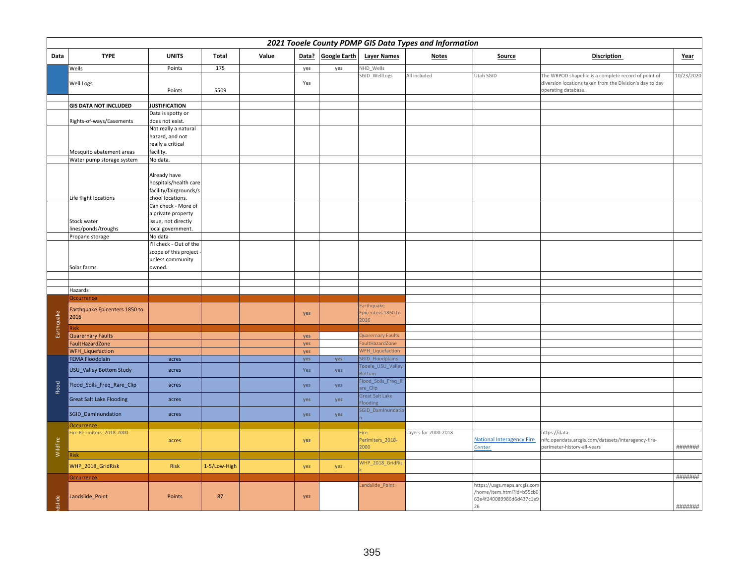| 2021 Tooele County PDMP GIS Data Types and Information | | | | | | | | | | | |
|---|---|---|---|---|---|---|---|---|---|---|---|
| Data | TYPE | UNITS | Total | Value | Data? | Google Earth | Layer Names | Notes | Source | Discription | Year |
| | Wells | Points | 175 | | yes | yes | NHD_Wells | | | | |
| | Well Logs | Points | 5509 | | Yes | | SGID_WellLogs | All included | Utah SGID | The WRPOD shapefile is a complete record of point of diversion locations taken from the Division's day to day operating database. | 10/23/2020 |
| | | | | | | | | | | | |
| | GIS DATA NOT INCLUDED | JUSTIFICATION | | | | | | | | | |
| | Rights-of-ways/Easements | Data is spotty or does not exist. | | | | | | | | | |
| | Mosquito abatement areas | Not really a natural hazard, and not really a critical facility. | | | | | | | | | |
| | Water pump storage system | No data. | | | | | | | | | |
| | Life flight locations | Already have hospitals/health care facility/fairgrounds/school locations. | | | | | | | | | |
| | Stock water lines/ponds/troughs | Can check - More of a private property issue, not directly local government. | | | | | | | | | |
| | Propane storage | No data | | | | | | | | | |
| | Solar farms | I'll check - Out of the scope of this project - unless community owned. | | | | | | | | | |
| | | | | | | | | | | | |
| | | | | | | | | | | | |
| | Hazards | | | | | | | | | | |
| Earthquake | Occurrence | | | | | | | | | | |
| Earthquake | Earthquake Epicenters 1850 to 2016 | | | | yes | | Earthquake Epicenters 1850 to 2016 | | | | |
| Earthquake | Risk | | | | | | | | | | |
| Earthquake | Quarernary Faults | | | | yes | | Quarernary Faults | | | | |
| Earthquake | FaultHazardZone | | | | yes | | FaultHazardZone | | | | |
| Earthquake | WFH_Liquefaction | | | | yes | | WFH_Liquefaction | | | | |
| Flood | FEMA Floodplain | acres | | | yes | yes | SGID_Floodplains | | | | |
| Flood | USU_Valley Bottom Study | acres | | | Yes | yes | Tooele_USU_Valley Bottom | | | | |
| Flood | Flood_Soils_Freq_Rare_Clip | acres | | | yes | yes | Flood_Soils_Freq_Rare_Clip | | | | |
| Flood | Great Salt Lake Flooding | acres | | | yes | yes | Great Salt Lake Flooding | | | | |
| Flood | SGID_DamInundation | acres | | | yes | yes | SGID_DamInundation | | | | |
| Wildfire | Occurrence | | | | | | | | | | |
| Wildfire | Fire Perimiters_2018-2000 | acres | | | yes | | Fire Perimiters_2018-2000 | Layers for 2000-2018 | National Interagency Fire Center | https://data-nifc.opendata.arcgis.com/datasets/interagency-fire-perimeter-history-all-years | ####### |
| Wildfire | Risk | | | | | | | | | | |
| Wildfire | WHP_2018_GridRisk | Risk | 1-5/Low-High | | yes | yes | WHP_2018_GridRisk | | | | |
| Landslide | Occurrence | | | | | | | | | | ####### |
| Landslide | Landslide_Point | Points | 87 | | yes | | Landslide_Point | | https://usgs.maps.arcgis.com/home/item.html?id=b55cb063e4f240089986d6d437c1e926 | | ####### |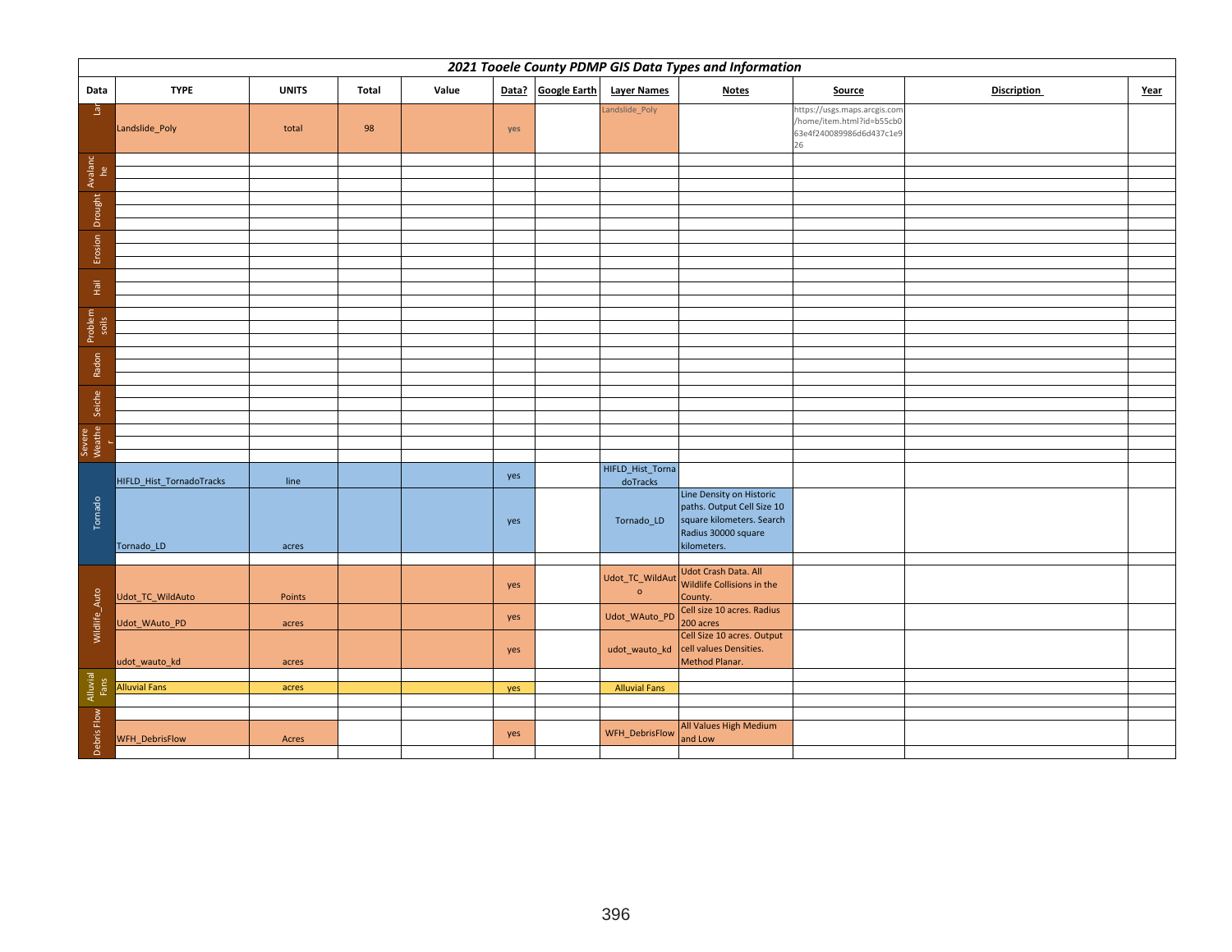## 2021 Tooele County PDMP GIS Data Types and Information

| Data | TYPE | UNITS | Total | Value | Data? | Google Earth | Layer Names | Notes | Source | Discription | Year |
|---|---|---|---|---|---|---|---|---|---|---|---|
| Lan | Landslide_Poly | total | 98 | | yes | | Landslide_Poly | | https://usgs.maps.arcgis.com/home/item.html?id=b55cb063e4f240089986d6d437c1e926 | | |
| Avalanche | | | | | | | | | | | |
| Drought | | | | | | | | | | | |
| Erosion | | | | | | | | | | | |
| Hail | | | | | | | | | | | |
| Problem soils | | | | | | | | | | | |
| Radon | | | | | | | | | | | |
| Seiche | | | | | | | | | | | |
| Severe Weather | | | | | | | | | | | |
| Tornado | HIFLD_Hist_TornadoTracks | line | | | yes | | HIFLD_Hist_TornadoTracks | | | | |
| Tornado | Tornado_LD | acres | | | yes | | Tornado_LD | Line Density on Historic paths. Output Cell Size 10 square kilometers. Search Radius 30000 square kilometers. | | | |
| Wildlife_Auto | Udot_TC_WildAuto | Points | | | yes | | Udot_TC_WildAuto | Udot Crash Data. All Wildlife Collisions in the County. | | | |
| Wildlife_Auto | Udot_WAuto_PD | acres | | | yes | | Udot_WAuto_PD | Cell size 10 acres. Radius 200 acres | | | |
| Wildlife_Auto | udot_wauto_kd | acres | | | yes | | udot_wauto_kd | Cell Size 10 acres. Output cell values Densities. Method Planar. | | | |
| Alluvial Fans | Alluvial Fans | acres | | | yes | | Alluvial Fans | | | | |
| Debris Flow | WFH_DebrisFlow | Acres | | | yes | | WFH_DebrisFlow | All Values High Medium and Low | | | |